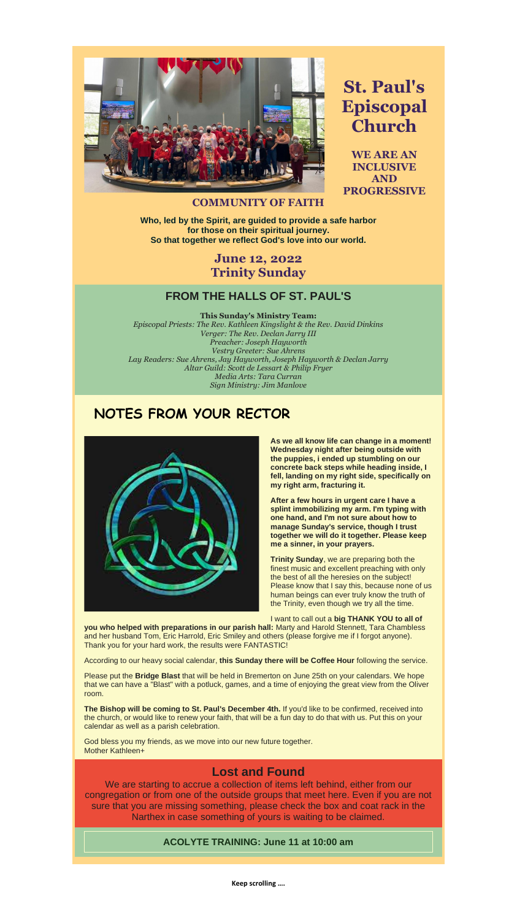# St. Paul's Episcopal Church

**WE ARE AN INCLUSIVE AND PROGRESSIVE COMMUNITY OF FAITH**

**Who, led by the Spirit, are guided to provide a safe harbor for those on their spiritual journey.**
**So that together we reflect God's love into our world.**

## June 12, 2022
## Trinity Sunday

## FROM THE HALLS OF ST. PAUL'S

**This Sunday's Ministry Team:**
*Episcopal Priests: The Rev. Kathleen Kingslight & the Rev. David Dinkins*
*Verger: The Rev. Declan Jarry III*
*Preacher: Joseph Hayworth*
*Vestry Greeter: Sue Ahrens*
*Lay Readers: Sue Ahrens, Jay Hayworth, Joseph Hayworth & Declan Jarry*
*Altar Guild: Scott de Lessart & Philip Fryer*
*Media Arts: Tara Curran*
*Sign Ministry: Jim Manlove*

## NOTES FROM YOUR RECTOR

**As we all know life can change in a moment! Wednesday night after being outside with the puppies, i ended up stumbling on our concrete back steps while heading inside, I fell, landing on my right side, specifically on my right arm, fracturing it.**

**After a few hours in urgent care I have a splint immobilizing my arm. I'm typing with one hand, and I'm not sure about how to manage Sunday's service, though I trust together we will do it together. Please keep me a sinner, in your prayers.**

**Trinity Sunday**, we are preparing both the finest music and excellent preaching with only the best of all the heresies on the subject! Please know that I say this, because none of us human beings can ever truly know the truth of the Trinity, even though we try all the time.

I want to call out a **big THANK YOU to all of you who helped with preparations in our parish hall:** Marty and Harold Stennett, Tara Chambless and her husband Tom, Eric Harrold, Eric Smiley and others (please forgive me if I forgot anyone). Thank you for your hard work, the results were FANTASTIC!

According to our heavy social calendar, **this Sunday there will be Coffee Hour** following the service.

Please put the **Bridge Blast** that will be held in Bremerton on June 25th on your calendars. We hope that we can have a "Blast" with a potluck, games, and a time of enjoying the great view from the Oliver room.

**The Bishop will be coming to St. Paul's December 4th.** If you'd like to be confirmed, received into the church, or would like to renew your faith, that will be a fun day to do that with us. Put this on your calendar as well as a parish celebration.

God bless you my friends, as we move into our new future together.
Mother Kathleen+

## Lost and Found

We are starting to accrue a collection of items left behind, either from our congregation or from one of the outside groups that meet here. Even if you are not sure that you are missing something, please check the box and coat rack in the Narthex in case something of yours is waiting to be claimed.

**ACOLYTE TRAINING: June 11 at 10:00 am**

**Keep scrolling ….**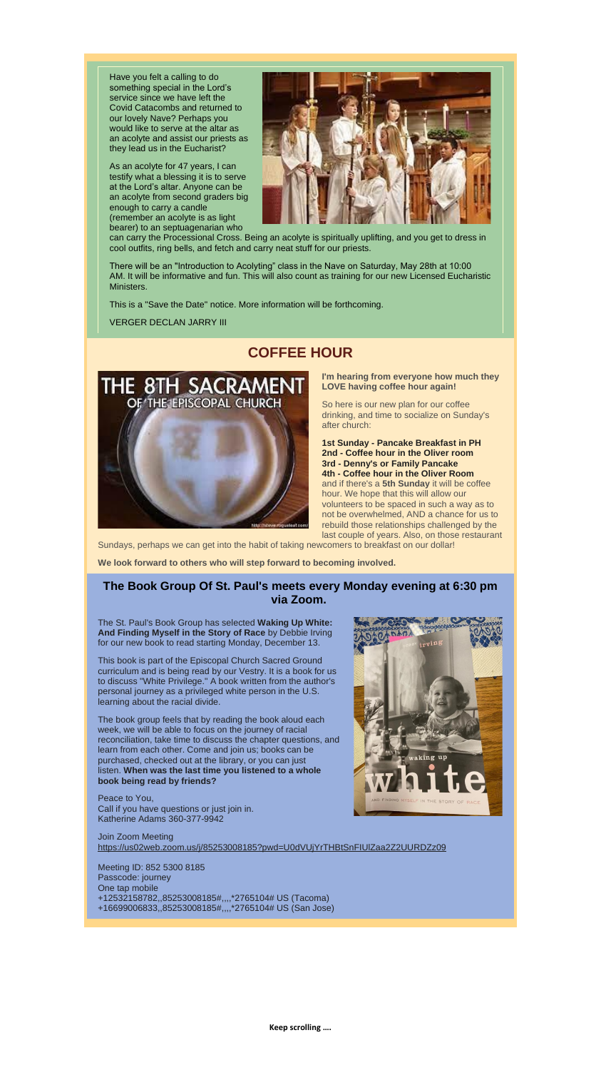Have you felt a calling to do something special in the Lord's service since we have left the Covid Catacombs and returned to our lovely Nave? Perhaps you would like to serve at the altar as an acolyte and assist our priests as they lead us in the Eucharist?

As an acolyte for 47 years, I can testify what a blessing it is to serve at the Lord's altar. Anyone can be an acolyte from second graders big enough to carry a candle (remember an acolyte is as light bearer) to an septuagenarian who can carry the Processional Cross. Being an acolyte is spiritually uplifting, and you get to dress in cool outfits, ring bells, and fetch and carry neat stuff for our priests.

There will be an "Introduction to Acolyting" class in the Nave on Saturday, May 28th at 10:00 AM. It will be informative and fun. This will also count as training for our new Licensed Eucharistic Ministers.

This is a "Save the Date" notice. More information will be forthcoming.

VERGER DECLAN JARRY III

## COFFEE HOUR

**I'm hearing from everyone how much they LOVE having coffee hour again!**

So here is our new plan for our coffee drinking, and time to socialize on Sunday's after church:

**1st Sunday - Pancake Breakfast in PH**
**2nd - Coffee hour in the Oliver room**
**3rd - Denny's or Family Pancake**
**4th - Coffee hour in the Oliver Room**
and if there's a **5th Sunday** it will be coffee hour. We hope that this will allow our volunteers to be spaced in such a way as to not be overwhelmed, AND a chance for us to rebuild those relationships challenged by the last couple of years. Also, on those restaurant Sundays, perhaps we can get into the habit of taking newcomers to breakfast on our dollar!

**We look forward to others who will step forward to becoming involved.**

## The Book Group Of St. Paul's meets every Monday evening at 6:30 pm via Zoom.

The St. Paul's Book Group has selected **Waking Up White: And Finding Myself in the Story of Race** by Debbie Irving for our new book to read starting Monday, December 13.

This book is part of the Episcopal Church Sacred Ground curriculum and is being read by our Vestry. It is a book for us to discuss "White Privilege." A book written from the author's personal journey as a privileged white person in the U.S. learning about the racial divide.

The book group feels that by reading the book aloud each week, we will be able to focus on the journey of racial reconciliation, take time to discuss the chapter questions, and learn from each other. Come and join us; books can be purchased, checked out at the library, or you can just listen. **When was the last time you listened to a whole book being read by friends?**

Peace to You,
Call if you have questions or just join in.
Katherine Adams 360-377-9942

Join Zoom Meeting
https://us02web.zoom.us/j/85253008185?pwd=U0dVUjYrTHBtSnFIUlZaa2Z2UURDZz09

Meeting ID: 852 5300 8185
Passcode: journey
One tap mobile
+12532158782,,85253008185#,,,,*2765104# US (Tacoma)
+16699006833,,85253008185#,,,,*2765104# US (San Jose)

**Keep scrolling ....**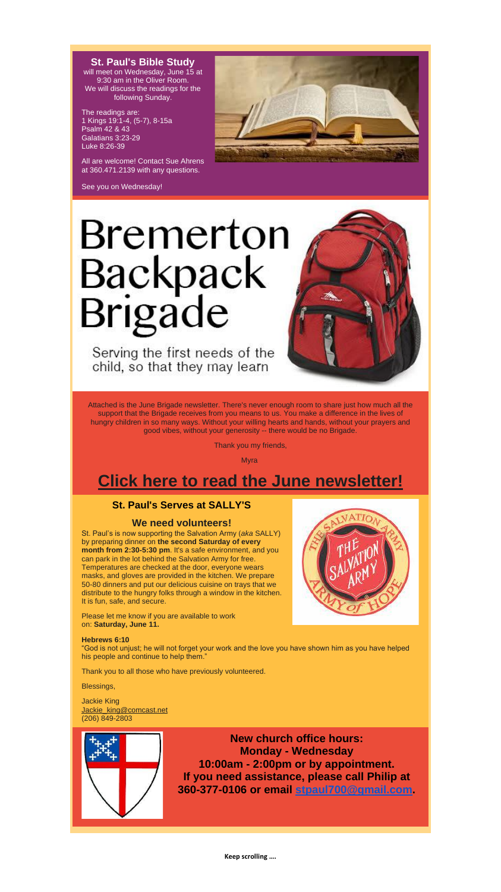## St. Paul's Bible Study

will meet on Wednesday, June 15 at 9:30 am in the Oliver Room. We will discuss the readings for the following Sunday.

The readings are:
1 Kings 19:1-4, (5-7), 8-15a
Psalm 42 & 43
Galatians 3:23-29
Luke 8:26-39

All are welcome! Contact Sue Ahrens at 360.471.2139 with any questions.

See you on Wednesday!

# Bremerton Backpack Brigade

Serving the first needs of the child, so that they may learn

Attached is the June Brigade newsletter. There's never enough room to share just how much all the support that the Brigade receives from you means to us. You make a difference in the lives of hungry children in so many ways. Without your willing hearts and hands, without your prayers and good vibes, without your generosity -- there would be no Brigade.

Thank you my friends,

Myra

## Click here to read the June newsletter!

### St. Paul's Serves at SALLY'S

### We need volunteers!

St. Paul's is now supporting the Salvation Army (*aka* SALLY) by preparing dinner on **the second Saturday of every month from 2:30-5:30 pm**. It's a safe environment, and you can park in the lot behind the Salvation Army for free. Temperatures are checked at the door, everyone wears masks, and gloves are provided in the kitchen. We prepare 50-80 dinners and put our delicious cuisine on trays that we distribute to the hungry folks through a window in the kitchen. It is fun, safe, and secure.

Please let me know if you are available to work on: **Saturday, June 11.**

**Hebrews 6:10**
"God is not unjust; he will not forget your work and the love you have shown him as you have helped his people and continue to help them."

Thank you to all those who have previously volunteered.

Blessings,

Jackie King
Jackie_king@comcast.net
(206) 849-2803

**New church office hours:**
**Monday - Wednesday**
**10:00am - 2:00pm or by appointment.**
**If you need assistance, please call Philip at 360-377-0106 or email stpaul700@gmail.com.**

**Keep scrolling ….**